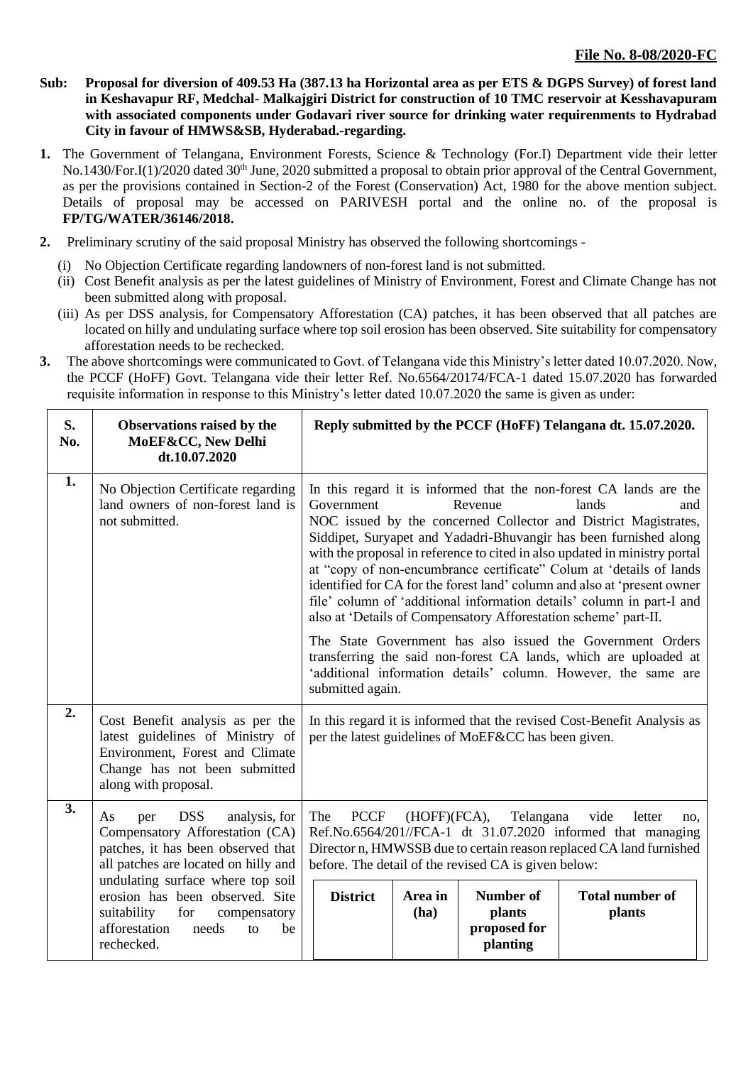**File No. 8-08/2020-FC**

**Sub: Proposal for diversion of 409.53 Ha (387.13 ha Horizontal area as per ETS & DGPS Survey) of forest land in Keshavapur RF, Medchal- Malkajgiri District for construction of 10 TMC reservoir at Kesshavapuram with associated components under Godavari river source for drinking water requirenments to Hydrabad City in favour of HMWS&SB, Hyderabad.-regarding.**

1. The Government of Telangana, Environment Forests, Science & Technology (For.I) Department vide their letter No.1430/For.I(1)/2020 dated 30th June, 2020 submitted a proposal to obtain prior approval of the Central Government, as per the provisions contained in Section-2 of the Forest (Conservation) Act, 1980 for the above mention subject. Details of proposal may be accessed on PARIVESH portal and the online no. of the proposal is **FP/TG/WATER/36146/2018.**

2. Preliminary scrutiny of the said proposal Ministry has observed the following shortcomings -
   (i) No Objection Certificate regarding landowners of non-forest land is not submitted.
   (ii) Cost Benefit analysis as per the latest guidelines of Ministry of Environment, Forest and Climate Change has not been submitted along with proposal.
   (iii) As per DSS analysis, for Compensatory Afforestation (CA) patches, it has been observed that all patches are located on hilly and undulating surface where top soil erosion has been observed. Site suitability for compensatory afforestation needs to be rechecked.

3. The above shortcomings were communicated to Govt. of Telangana vide this Ministry's letter dated 10.07.2020. Now, the PCCF (HoFF) Govt. Telangana vide their letter Ref. No.6564/20174/FCA-1 dated 15.07.2020 has forwarded requisite information in response to this Ministry's letter dated 10.07.2020 the same is given as under:

| S. No. | Observations raised by the MoEF&CC, New Delhi dt.10.07.2020 | Reply submitted by the PCCF (HoFF) Telangana dt. 15.07.2020. |
|---|---|---|
| 1. | No Objection Certificate regarding land owners of non-forest land is not submitted. | In this regard it is informed that the non-forest CA lands are the Government Revenue lands and NOC issued by the concerned Collector and District Magistrates, Siddipet, Suryapet and Yadadri-Bhuvangir has been furnished along with the proposal in reference to cited in also updated in ministry portal at "copy of non-encumbrance certificate" Colum at 'details of lands identified for CA for the forest land' column and also at 'present owner file' column of 'additional information details' column in part-I and also at 'Details of Compensatory Afforestation scheme' part-II.<br><br>The State Government has also issued the Government Orders transferring the said non-forest CA lands, which are uploaded at 'additional information details' column. However, the same are submitted again. |
| 2. | Cost Benefit analysis as per the latest guidelines of Ministry of Environment, Forest and Climate Change has not been submitted along with proposal. | In this regard it is informed that the revised Cost-Benefit Analysis as per the latest guidelines of MoEF&CC has been given. |
| 3. | As per DSS analysis, for Compensatory Afforestation (CA) patches, it has been observed that all patches are located on hilly and undulating surface where top soil erosion has been observed. Site suitability for compensatory afforestation needs to be rechecked. | The PCCF (HOFF)(FCA), Telangana vide letter no, Ref.No.6564/201//FCA-1 dt 31.07.2020 informed that managing Director n, HMWSSB due to certain reason replaced CA land furnished before. The detail of the revised CA is given below:<br><br>District \| Area in (ha) \| Number of plants proposed for planting \| Total number of plants |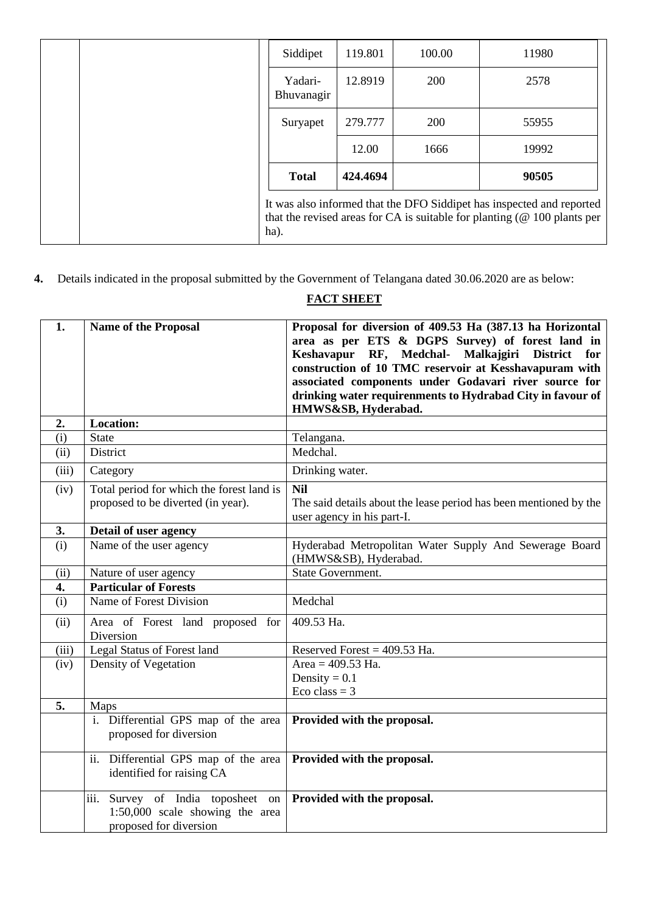| District | Area (ha) | Plants per ha | No. of plants |
|---|---|---|---|
| Siddipet | 119.801 | 100.00 | 11980 |
| Yadari-Bhuvanagir | 12.8919 | 200 | 2578 |
| Suryapet | 279.777 | 200 | 55955 |
| | 12.00 | 1666 | 19992 |
| **Total** | **424.4694** | | **90505** |

It was also informed that the DFO Siddipet has inspected and reported that the revised areas for CA is suitable for planting (@ 100 plants per ha).

**4.** Details indicated in the proposal submitted by the Government of Telangana dated 30.06.2020 are as below:

## FACT SHEET

| | | |
|---|---|---|
| **1.** | **Name of the Proposal** | **Proposal for diversion of 409.53 Ha (387.13 ha Horizontal area as per ETS & DGPS Survey) of forest land in Keshavapur RF, Medchal- Malkajgiri District for construction of 10 TMC reservoir at Kesshavapuram with associated components under Godavari river source for drinking water requirements to Hydrabad City in favour of HMWS&SB, Hyderabad.** |
| **2.** | **Location:** | |
| (i) | State | Telangana. |
| (ii) | District | Medchal. |
| (iii) | Category | Drinking water. |
| (iv) | Total period for which the forest land is proposed to be diverted (in year). | **Nil**<br>The said details about the lease period has been mentioned by the user agency in his part-I. |
| **3.** | **Detail of user agency** | |
| (i) | Name of the user agency | Hyderabad Metropolitan Water Supply And Sewerage Board (HMWS&SB), Hyderabad. |
| (ii) | Nature of user agency | State Government. |
| **4.** | **Particular of Forests** | |
| (i) | Name of Forest Division | Medchal |
| (ii) | Area of Forest land proposed for Diversion | 409.53 Ha. |
| (iii) | Legal Status of Forest land | Reserved Forest = 409.53 Ha. |
| (iv) | Density of Vegetation | Area = 409.53 Ha.<br>Density = 0.1<br>Eco class = 3 |
| **5.** | Maps | |
| | i. Differential GPS map of the area proposed for diversion | **Provided with the proposal.** |
| | ii. Differential GPS map of the area identified for raising CA | **Provided with the proposal.** |
| | iii. Survey of India toposheet on 1:50,000 scale showing the area proposed for diversion | **Provided with the proposal.** |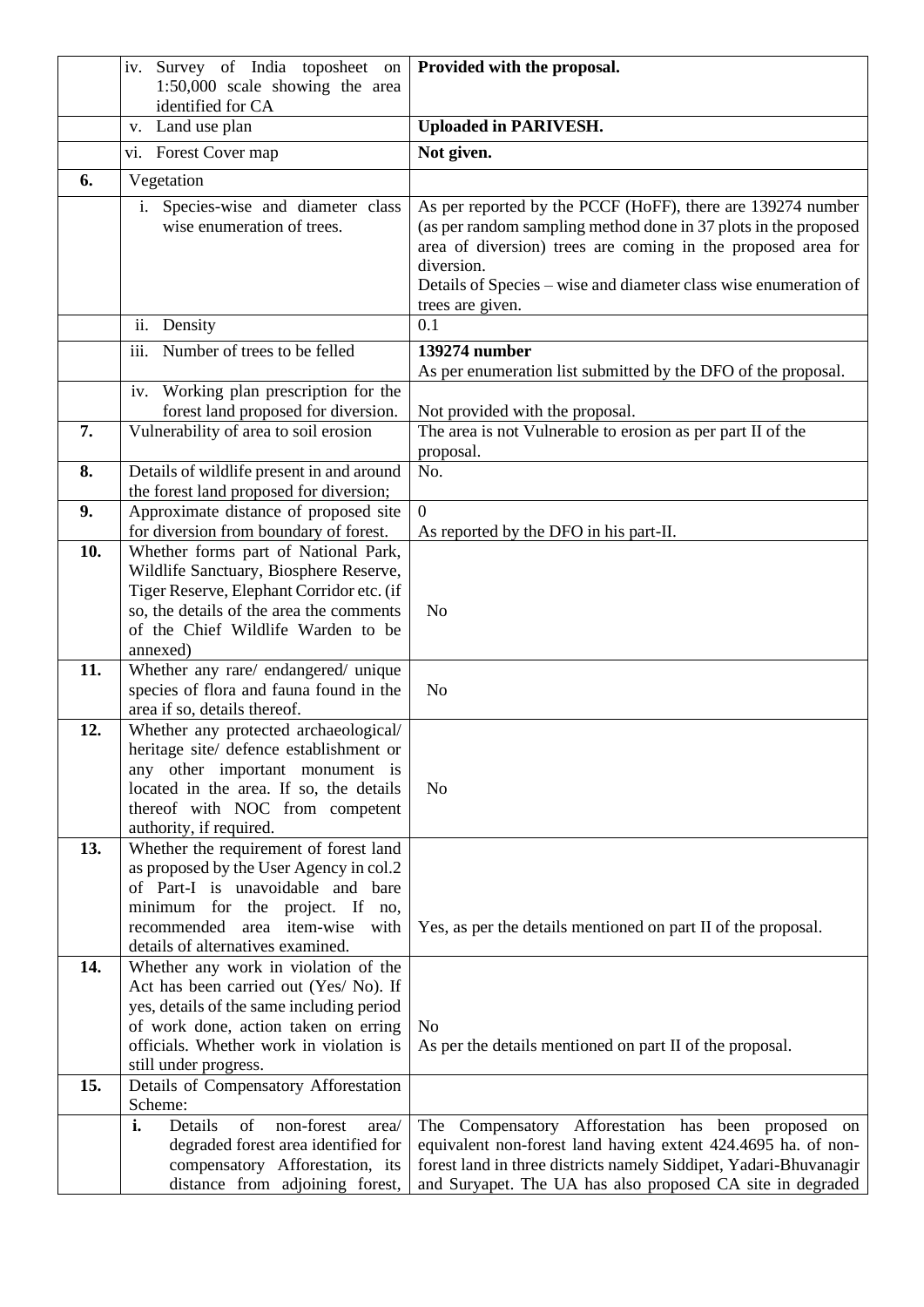| | | |
|---|---|---|
| | iv. Survey of India toposheet on 1:50,000 scale showing the area identified for CA | **Provided with the proposal.** |
| | v. Land use plan | **Uploaded in PARIVESH.** |
| | vi. Forest Cover map | **Not given.** |
| **6.** | Vegetation | |
| | i. Species-wise and diameter class wise enumeration of trees. | As per reported by the PCCF (HoFF), there are 139274 number (as per random sampling method done in 37 plots in the proposed area of diversion) trees are coming in the proposed area for diversion.<br>Details of Species – wise and diameter class wise enumeration of trees are given. |
| | ii. Density | 0.1 |
| | iii. Number of trees to be felled | **139274 number**<br>As per enumeration list submitted by the DFO of the proposal. |
| | iv. Working plan prescription for the forest land proposed for diversion. | Not provided with the proposal. |
| **7.** | Vulnerability of area to soil erosion | The area is not Vulnerable to erosion as per part II of the proposal. |
| **8.** | Details of wildlife present in and around the forest land proposed for diversion; | No. |
| **9.** | Approximate distance of proposed site for diversion from boundary of forest. | 0<br>As reported by the DFO in his part-II. |
| **10.** | Whether forms part of National Park, Wildlife Sanctuary, Biosphere Reserve, Tiger Reserve, Elephant Corridor etc. (if so, the details of the area the comments of the Chief Wildlife Warden to be annexed) | No |
| **11.** | Whether any rare/ endangered/ unique species of flora and fauna found in the area if so, details thereof. | No |
| **12.** | Whether any protected archaeological/ heritage site/ defence establishment or any other important monument is located in the area. If so, the details thereof with NOC from competent authority, if required. | No |
| **13.** | Whether the requirement of forest land as proposed by the User Agency in col.2 of Part-I is unavoidable and bare minimum for the project. If no, recommended area item-wise with details of alternatives examined. | Yes, as per the details mentioned on part II of the proposal. |
| **14.** | Whether any work in violation of the Act has been carried out (Yes/ No). If yes, details of the same including period of work done, action taken on erring officials. Whether work in violation is still under progress. | No<br>As per the details mentioned on part II of the proposal. |
| **15.** | Details of Compensatory Afforestation Scheme: | |
| | **i.** Details of non-forest area/ degraded forest area identified for compensatory Afforestation, its distance from adjoining forest, | The Compensatory Afforestation has been proposed on equivalent non-forest land having extent 424.4695 ha. of non-forest land in three districts namely Siddipet, Yadari-Bhuvanagir and Suryapet. The UA has also proposed CA site in degraded |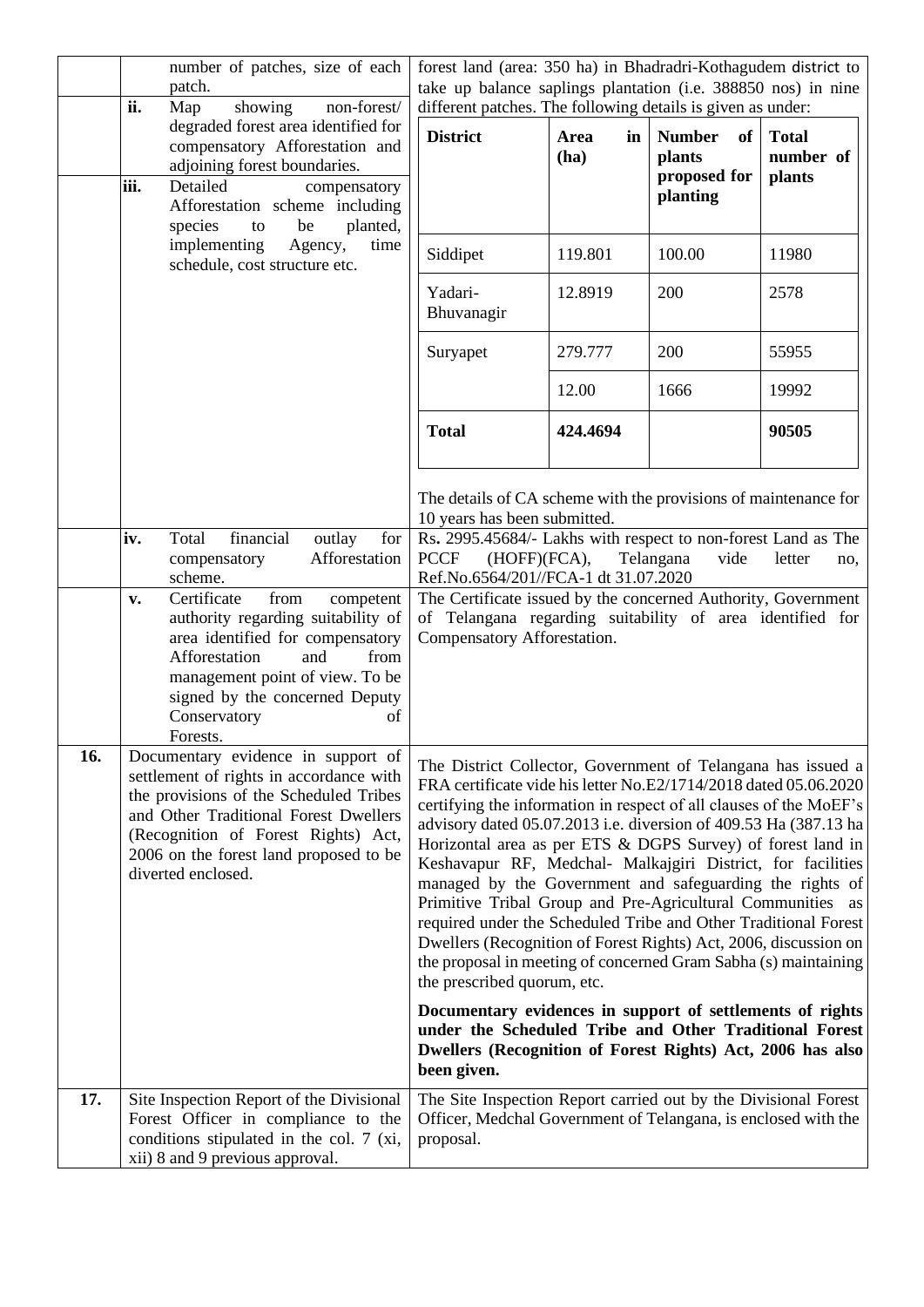| | | |
|---|---|---|
| | number of patches, size of each patch. | forest land (area: 350 ha) in Bhadradri-Kothagudem district to take up balance saplings plantation (i.e. 388850 nos) in nine different patches. The following details is given as under: |
| | **ii.** Map showing non-forest/ degraded forest area identified for compensatory Afforestation and adjoining forest boundaries. | |
| | **iii.** Detailed compensatory Afforestation scheme including species to be planted, implementing Agency, time schedule, cost structure etc. | |

| District | Area in (ha) | Number of plants proposed for planting | Total number of plants |
|---|---|---|---|
| Siddipet | 119.801 | 100.00 | 11980 |
| Yadari-Bhuvanagir | 12.8919 | 200 | 2578 |
| Suryapet | 279.777 | 200 | 55955 |
| | 12.00 | 1666 | 19992 |
| **Total** | **424.4694** | | **90505** |

The details of CA scheme with the provisions of maintenance for 10 years has been submitted.

| | | |
|---|---|---|
| | **iv.** Total financial outlay for compensatory Afforestation scheme. | Rs**.** 2995.45684/- Lakhs with respect to non-forest Land as The PCCF (HOFF)(FCA), Telangana vide letter no, Ref.No.6564/201//FCA-1 dt 31.07.2020 |
| | **v.** Certificate from competent authority regarding suitability of area identified for compensatory Afforestation and from management point of view. To be signed by the concerned Deputy Conservatory of Forests. | The Certificate issued by the concerned Authority, Government of Telangana regarding suitability of area identified for Compensatory Afforestation. |
| **16.** | Documentary evidence in support of settlement of rights in accordance with the provisions of the Scheduled Tribes and Other Traditional Forest Dwellers (Recognition of Forest Rights) Act, 2006 on the forest land proposed to be diverted enclosed. | The District Collector, Government of Telangana has issued a FRA certificate vide his letter No.E2/1714/2018 dated 05.06.2020 certifying the information in respect of all clauses of the MoEF's advisory dated 05.07.2013 i.e. diversion of 409.53 Ha (387.13 ha Horizontal area as per ETS & DGPS Survey) of forest land in Keshavapur RF, Medchal- Malkajgiri District, for facilities managed by the Government and safeguarding the rights of Primitive Tribal Group and Pre-Agricultural Communities as required under the Scheduled Tribe and Other Traditional Forest Dwellers (Recognition of Forest Rights) Act, 2006, discussion on the proposal in meeting of concerned Gram Sabha (s) maintaining the prescribed quorum, etc.<br><br>**Documentary evidences in support of settlements of rights under the Scheduled Tribe and Other Traditional Forest Dwellers (Recognition of Forest Rights) Act, 2006 has also been given.** |
| **17.** | Site Inspection Report of the Divisional Forest Officer in compliance to the conditions stipulated in the col. 7 (xi, xii) 8 and 9 previous approval. | The Site Inspection Report carried out by the Divisional Forest Officer, Medchal Government of Telangana, is enclosed with the proposal. |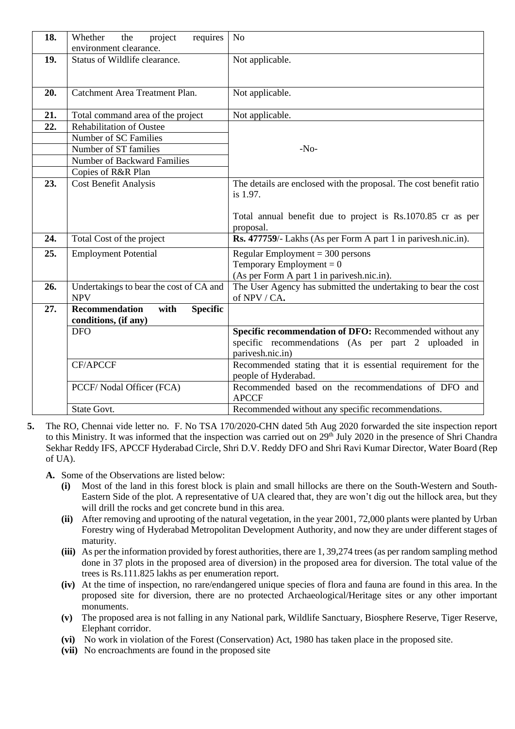| | | |
|---|---|---|
| **18.** | Whether the project requires environment clearance. | No |
| **19.** | Status of Wildlife clearance. | Not applicable. |
| **20.** | Catchment Area Treatment Plan. | Not applicable. |
| **21.** | Total command area of the project | Not applicable. |
| **22.** | Rehabilitation of Oustee | -No- |
| | Number of SC Families | |
| | Number of ST families | |
| | Number of Backward Families | |
| | Copies of R&R Plan | |
| **23.** | Cost Benefit Analysis | The details are enclosed with the proposal. The cost benefit ratio is 1.97.<br><br>Total annual benefit due to project is Rs.1070.85 cr as per proposal. |
| **24.** | Total Cost of the project | **Rs. 477759**/- Lakhs (As per Form A part 1 in parivesh.nic.in). |
| **25.** | Employment Potential | Regular Employment = 300 persons<br>Temporary Employment = 0<br>(As per Form A part 1 in parivesh.nic.in). |
| **26.** | Undertakings to bear the cost of CA and NPV | The User Agency has submitted the undertaking to bear the cost of NPV / CA**.** |
| **27.** | **Recommendation with Specific conditions, (if any)** | |
| | DFO | **Specific recommendation of DFO:** Recommended without any specific recommendations (As per part 2 uploaded in parivesh.nic.in) |
| | CF/APCCF | Recommended stating that it is essential requirement for the people of Hyderabad. |
| | PCCF/ Nodal Officer (FCA) | Recommended based on the recommendations of DFO and APCCF |
| | State Govt. | Recommended without any specific recommendations. |

**5.** The RO, Chennai vide letter no. F. No TSA 170/2020-CHN dated 5th Aug 2020 forwarded the site inspection report to this Ministry. It was informed that the inspection was carried out on 29th July 2020 in the presence of Shri Chandra Sekhar Reddy IFS, APCCF Hyderabad Circle, Shri D.V. Reddy DFO and Shri Ravi Kumar Director, Water Board (Rep of UA).

**A.** Some of the Observations are listed below:

- **(i)** Most of the land in this forest block is plain and small hillocks are there on the South-Western and South-Eastern Side of the plot. A representative of UA cleared that, they are won't dig out the hillock area, but they will drill the rocks and get concrete bund in this area.
- **(ii)** After removing and uprooting of the natural vegetation, in the year 2001, 72,000 plants were planted by Urban Forestry wing of Hyderabad Metropolitan Development Authority, and now they are under different stages of maturity.
- **(iii)** As per the information provided by forest authorities, there are 1, 39,274 trees (as per random sampling method done in 37 plots in the proposed area of diversion) in the proposed area for diversion. The total value of the trees is Rs.111.825 lakhs as per enumeration report.
- **(iv)** At the time of inspection, no rare/endangered unique species of flora and fauna are found in this area. In the proposed site for diversion, there are no protected Archaeological/Heritage sites or any other important monuments.
- **(v)** The proposed area is not falling in any National park, Wildlife Sanctuary, Biosphere Reserve, Tiger Reserve, Elephant corridor.
- **(vi)** No work in violation of the Forest (Conservation) Act, 1980 has taken place in the proposed site.
- **(vii)** No encroachments are found in the proposed site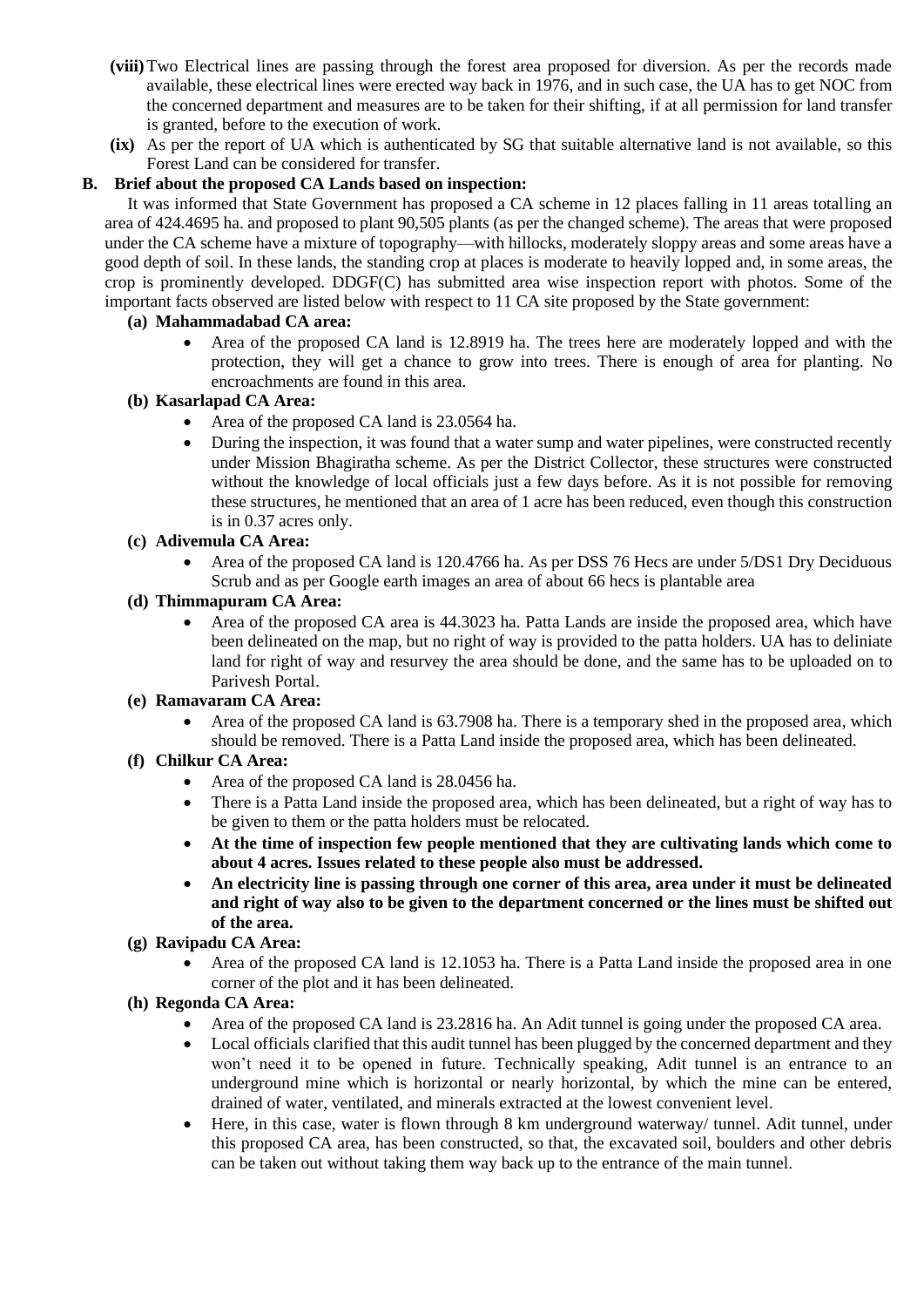**(viii)** Two Electrical lines are passing through the forest area proposed for diversion. As per the records made available, these electrical lines were erected way back in 1976, and in such case, the UA has to get NOC from the concerned department and measures are to be taken for their shifting, if at all permission for land transfer is granted, before to the execution of work.

**(ix)** As per the report of UA which is authenticated by SG that suitable alternative land is not available, so this Forest Land can be considered for transfer.

**B. Brief about the proposed CA Lands based on inspection:**

It was informed that State Government has proposed a CA scheme in 12 places falling in 11 areas totalling an area of 424.4695 ha. and proposed to plant 90,505 plants (as per the changed scheme). The areas that were proposed under the CA scheme have a mixture of topography—with hillocks, moderately sloppy areas and some areas have a good depth of soil. In these lands, the standing crop at places is moderate to heavily lopped and, in some areas, the crop is prominently developed. DDGF(C) has submitted area wise inspection report with photos. Some of the important facts observed are listed below with respect to 11 CA site proposed by the State government:

**(a) Mahammadabad CA area:**

- Area of the proposed CA land is 12.8919 ha. The trees here are moderately lopped and with the protection, they will get a chance to grow into trees. There is enough of area for planting. No encroachments are found in this area.

**(b) Kasarlapad CA Area:**

- Area of the proposed CA land is 23.0564 ha.
- During the inspection, it was found that a water sump and water pipelines, were constructed recently under Mission Bhagiratha scheme. As per the District Collector, these structures were constructed without the knowledge of local officials just a few days before. As it is not possible for removing these structures, he mentioned that an area of 1 acre has been reduced, even though this construction is in 0.37 acres only.

**(c) Adivemula CA Area:**

- Area of the proposed CA land is 120.4766 ha. As per DSS 76 Hecs are under 5/DS1 Dry Deciduous Scrub and as per Google earth images an area of about 66 hecs is plantable area

**(d) Thimmapuram CA Area:**

- Area of the proposed CA area is 44.3023 ha. Patta Lands are inside the proposed area, which have been delineated on the map, but no right of way is provided to the patta holders. UA has to deliniate land for right of way and resurvey the area should be done, and the same has to be uploaded on to Parivesh Portal.

**(e) Ramavaram CA Area:**

- Area of the proposed CA land is 63.7908 ha. There is a temporary shed in the proposed area, which should be removed. There is a Patta Land inside the proposed area, which has been delineated.

**(f) Chilkur CA Area:**

- Area of the proposed CA land is 28.0456 ha.
- There is a Patta Land inside the proposed area, which has been delineated, but a right of way has to be given to them or the patta holders must be relocated.
- **At the time of inspection few people mentioned that they are cultivating lands which come to about 4 acres. Issues related to these people also must be addressed.**
- **An electricity line is passing through one corner of this area, area under it must be delineated and right of way also to be given to the department concerned or the lines must be shifted out of the area.**

**(g) Ravipadu CA Area:**

- Area of the proposed CA land is 12.1053 ha. There is a Patta Land inside the proposed area in one corner of the plot and it has been delineated.

**(h) Regonda CA Area:**

- Area of the proposed CA land is 23.2816 ha. An Adit tunnel is going under the proposed CA area.
- Local officials clarified that this audit tunnel has been plugged by the concerned department and they won't need it to be opened in future. Technically speaking, Adit tunnel is an entrance to an underground mine which is horizontal or nearly horizontal, by which the mine can be entered, drained of water, ventilated, and minerals extracted at the lowest convenient level.
- Here, in this case, water is flown through 8 km underground waterway/ tunnel. Adit tunnel, under this proposed CA area, has been constructed, so that, the excavated soil, boulders and other debris can be taken out without taking them way back up to the entrance of the main tunnel.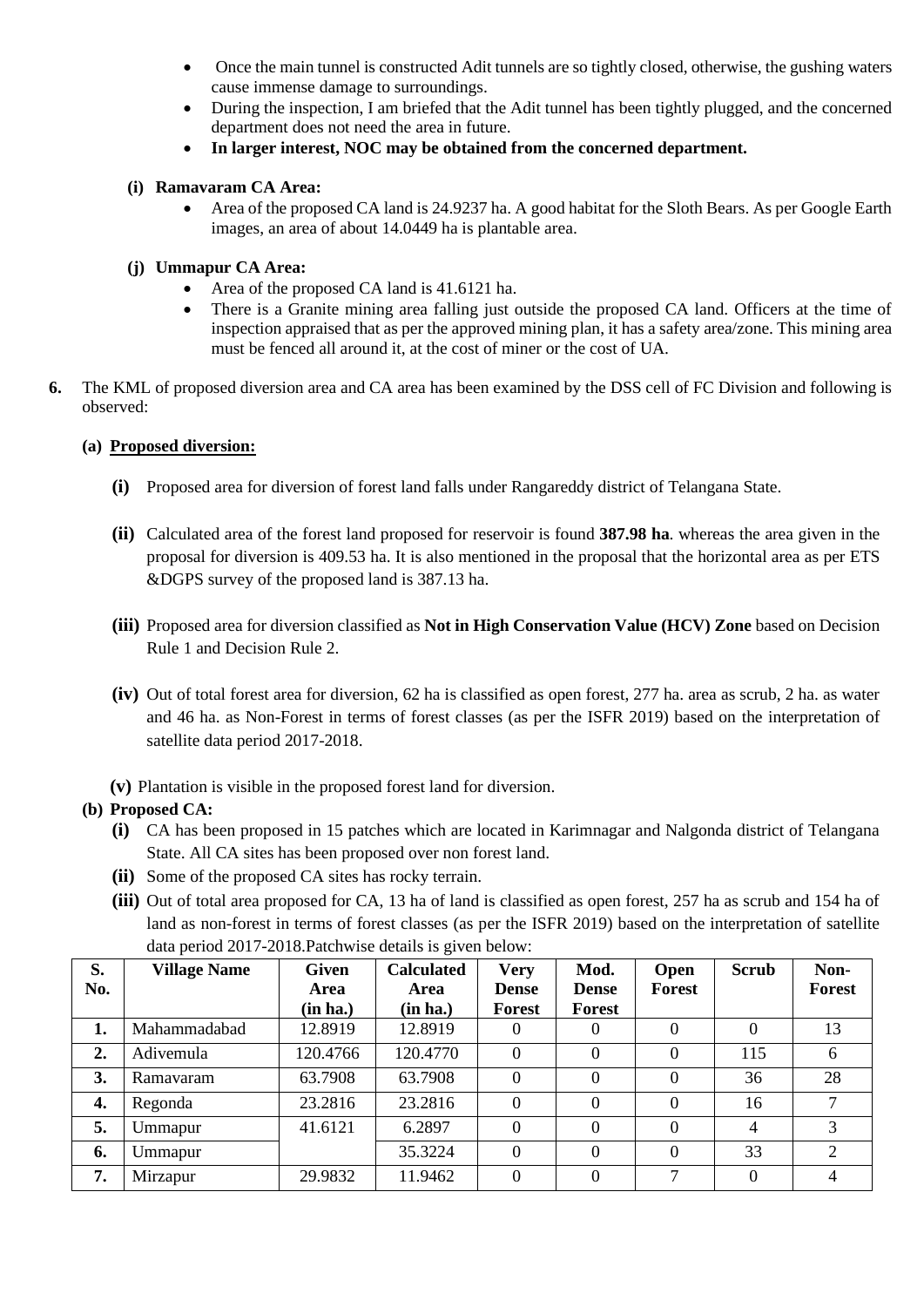- Once the main tunnel is constructed Adit tunnels are so tightly closed, otherwise, the gushing waters cause immense damage to surroundings.
- During the inspection, I am briefed that the Adit tunnel has been tightly plugged, and the concerned department does not need the area in future.
- **In larger interest, NOC may be obtained from the concerned department.**

**(i) Ramavaram CA Area:**

- Area of the proposed CA land is 24.9237 ha. A good habitat for the Sloth Bears. As per Google Earth images, an area of about 14.0449 ha is plantable area.

**(j) Ummapur CA Area:**

- Area of the proposed CA land is 41.6121 ha.
- There is a Granite mining area falling just outside the proposed CA land. Officers at the time of inspection appraised that as per the approved mining plan, it has a safety area/zone. This mining area must be fenced all around it, at the cost of miner or the cost of UA.

**6.** The KML of proposed diversion area and CA area has been examined by the DSS cell of FC Division and following is observed:

**(a) Proposed diversion:**

**(i)** Proposed area for diversion of forest land falls under Rangareddy district of Telangana State.

**(ii)** Calculated area of the forest land proposed for reservoir is found **387.98 ha**. whereas the area given in the proposal for diversion is 409.53 ha. It is also mentioned in the proposal that the horizontal area as per ETS &DGPS survey of the proposed land is 387.13 ha.

**(iii)** Proposed area for diversion classified as **Not in High Conservation Value (HCV) Zone** based on Decision Rule 1 and Decision Rule 2.

**(iv)** Out of total forest area for diversion, 62 ha is classified as open forest, 277 ha. area as scrub, 2 ha. as water and 46 ha. as Non-Forest in terms of forest classes (as per the ISFR 2019) based on the interpretation of satellite data period 2017-2018.

**(v)** Plantation is visible in the proposed forest land for diversion.

**(b) Proposed CA:**

**(i)** CA has been proposed in 15 patches which are located in Karimnagar and Nalgonda district of Telangana State. All CA sites has been proposed over non forest land.

**(ii)** Some of the proposed CA sites has rocky terrain.

**(iii)** Out of total area proposed for CA, 13 ha of land is classified as open forest, 257 ha as scrub and 154 ha of land as non-forest in terms of forest classes (as per the ISFR 2019) based on the interpretation of satellite data period 2017-2018.Patchwise details is given below:

| S. No. | Village Name | Given Area (in ha.) | Calculated Area (in ha.) | Very Dense Forest | Mod. Dense Forest | Open Forest | Scrub | Non-Forest |
|---|---|---|---|---|---|---|---|---|
| 1. | Mahammadabad | 12.8919 | 12.8919 | 0 | 0 | 0 | 0 | 13 |
| 2. | Adivemula | 120.4766 | 120.4770 | 0 | 0 | 0 | 115 | 6 |
| 3. | Ramavaram | 63.7908 | 63.7908 | 0 | 0 | 0 | 36 | 28 |
| 4. | Regonda | 23.2816 | 23.2816 | 0 | 0 | 0 | 16 | 7 |
| 5. | Ummapur | 41.6121 | 6.2897 | 0 | 0 | 0 | 4 | 3 |
| 6. | Ummapur | | 35.3224 | 0 | 0 | 0 | 33 | 2 |
| 7. | Mirzapur | 29.9832 | 11.9462 | 0 | 0 | 7 | 0 | 4 |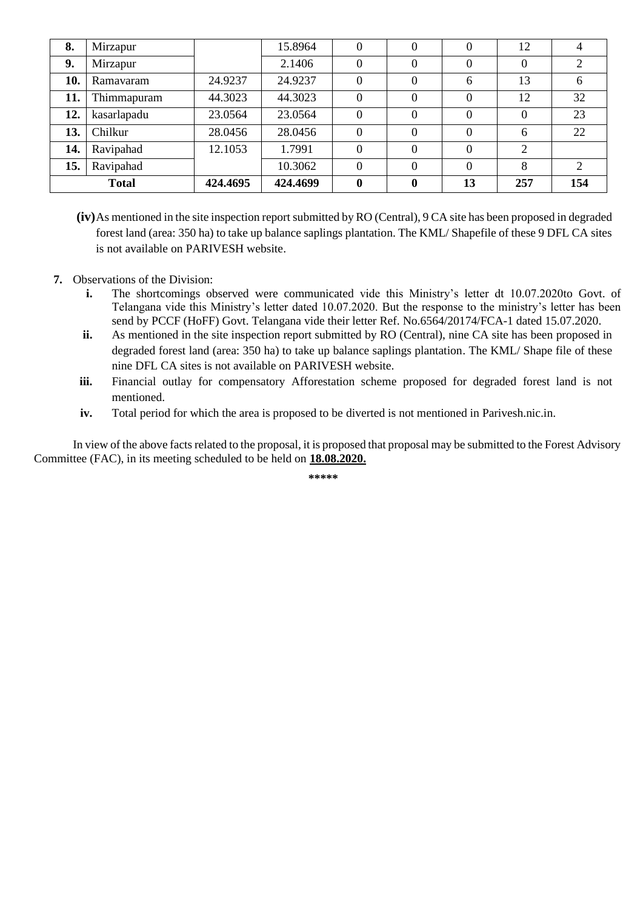| | | | | | | | | |
|---|---|---|---|---|---|---|---|---|
| **8.** | Mirzapur | | 15.8964 | 0 | 0 | 0 | 12 | 4 |
| **9.** | Mirzapur | | 2.1406 | 0 | 0 | 0 | 0 | 2 |
| **10.** | Ramavaram | 24.9237 | 24.9237 | 0 | 0 | 6 | 13 | 6 |
| **11.** | Thimmapuram | 44.3023 | 44.3023 | 0 | 0 | 0 | 12 | 32 |
| **12.** | kasarlapadu | 23.0564 | 23.0564 | 0 | 0 | 0 | 0 | 23 |
| **13.** | Chilkur | 28.0456 | 28.0456 | 0 | 0 | 0 | 6 | 22 |
| **14.** | Ravipahad | 12.1053 | 1.7991 | 0 | 0 | 0 | 2 | |
| **15.** | Ravipahad | | 10.3062 | 0 | 0 | 0 | 8 | 2 |
| **Total** | | **424.4695** | **424.4699** | **0** | **0** | **13** | **257** | **154** |

**(iv)** As mentioned in the site inspection report submitted by RO (Central), 9 CA site has been proposed in degraded forest land (area: 350 ha) to take up balance saplings plantation. The KML/ Shapefile of these 9 DFL CA sites is not available on PARIVESH website.

**7.** Observations of the Division:

**i.** The shortcomings observed were communicated vide this Ministry's letter dt 10.07.2020to Govt. of Telangana vide this Ministry's letter dated 10.07.2020. But the response to the ministry's letter has been send by PCCF (HoFF) Govt. Telangana vide their letter Ref. No.6564/20174/FCA-1 dated 15.07.2020.

**ii.** As mentioned in the site inspection report submitted by RO (Central), nine CA site has been proposed in degraded forest land (area: 350 ha) to take up balance saplings plantation. The KML/ Shape file of these nine DFL CA sites is not available on PARIVESH website.

**iii.** Financial outlay for compensatory Afforestation scheme proposed for degraded forest land is not mentioned.

**iv.** Total period for which the area is proposed to be diverted is not mentioned in Parivesh.nic.in.

In view of the above facts related to the proposal, it is proposed that proposal may be submitted to the Forest Advisory Committee (FAC), in its meeting scheduled to be held on **18.08.2020.**

\*\*\*\*\*